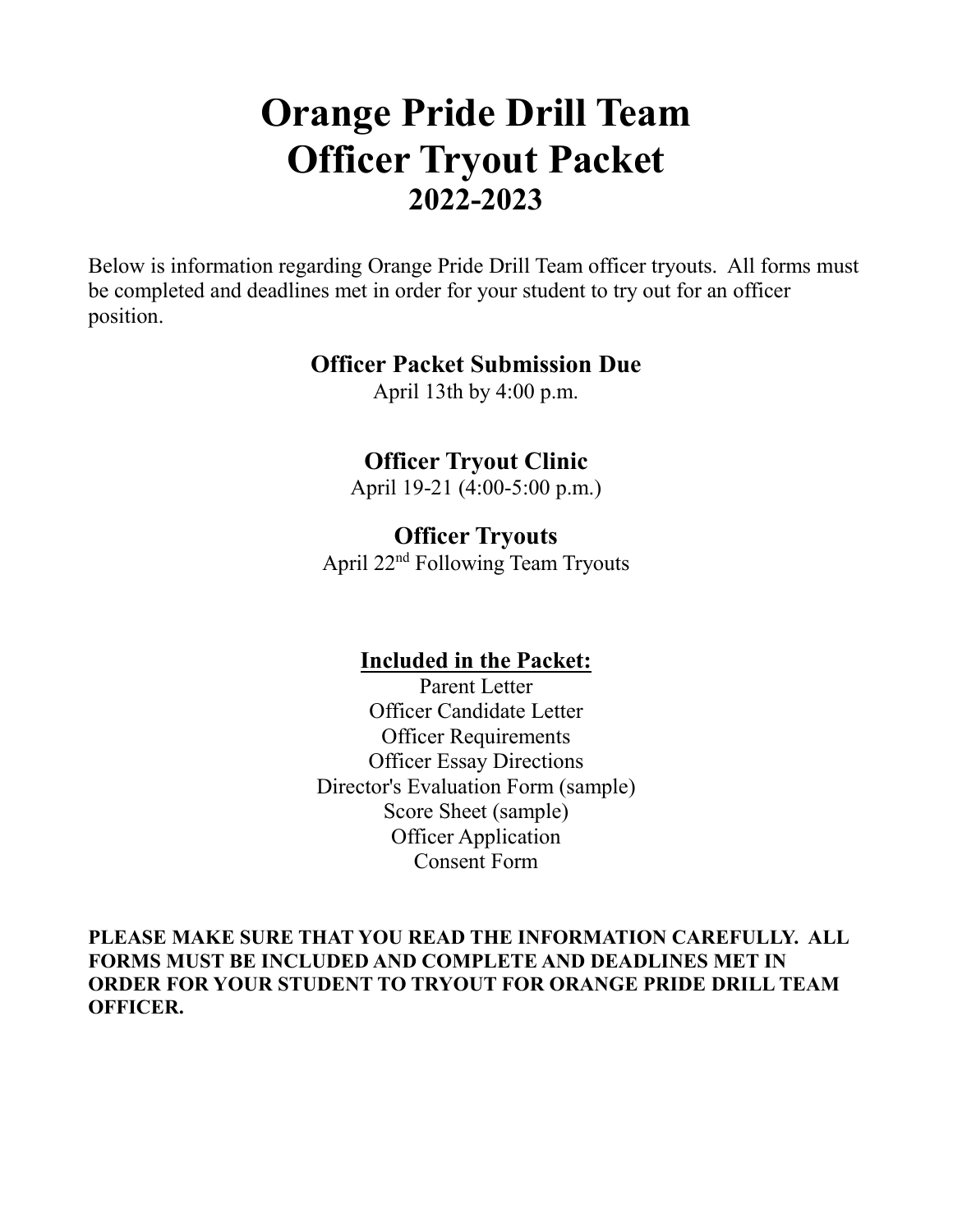# Orange Pride Drill Team
# Officer Tryout Packet
## 2022-2023

Below is information regarding Orange Pride Drill Team officer tryouts. All forms must be completed and deadlines met in order for your student to try out for an officer position.

### Officer Packet Submission Due

April 13th by 4:00 p.m.

### Officer Tryout Clinic

April 19-21 (4:00-5:00 p.m.)

### Officer Tryouts

April 22nd Following Team Tryouts

### Included in the Packet:

Parent Letter
Officer Candidate Letter
Officer Requirements
Officer Essay Directions
Director's Evaluation Form (sample)
Score Sheet (sample)
Officer Application
Consent Form

**PLEASE MAKE SURE THAT YOU READ THE INFORMATION CAREFULLY. ALL FORMS MUST BE INCLUDED AND COMPLETE AND DEADLINES MET IN ORDER FOR YOUR STUDENT TO TRYOUT FOR ORANGE PRIDE DRILL TEAM OFFICER.**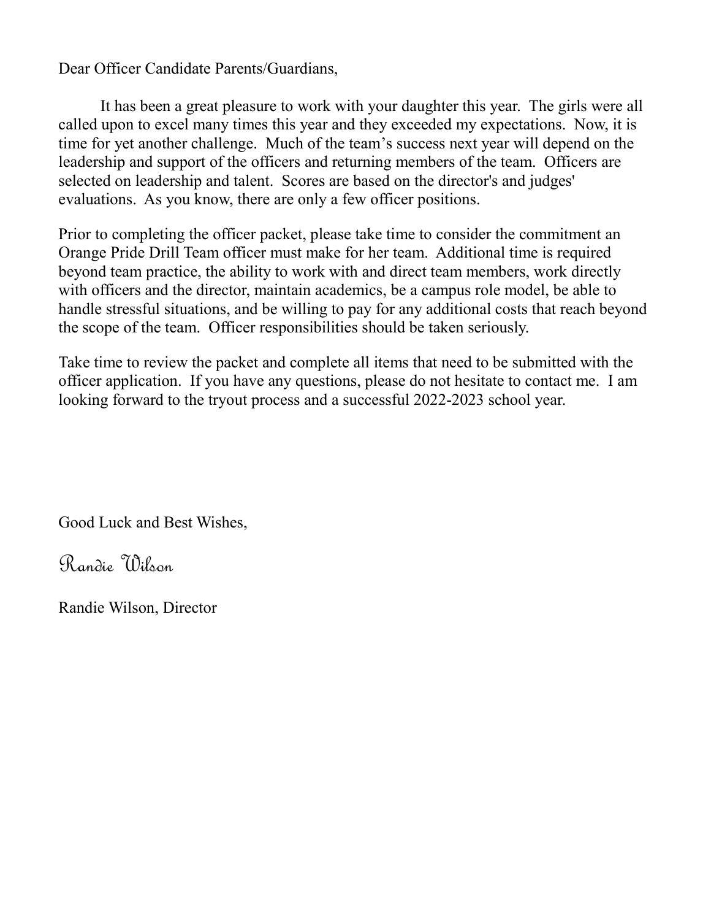Dear Officer Candidate Parents/Guardians,

It has been a great pleasure to work with your daughter this year. The girls were all called upon to excel many times this year and they exceeded my expectations. Now, it is time for yet another challenge. Much of the team's success next year will depend on the leadership and support of the officers and returning members of the team. Officers are selected on leadership and talent. Scores are based on the director's and judges' evaluations. As you know, there are only a few officer positions.

Prior to completing the officer packet, please take time to consider the commitment an Orange Pride Drill Team officer must make for her team. Additional time is required beyond team practice, the ability to work with and direct team members, work directly with officers and the director, maintain academics, be a campus role model, be able to handle stressful situations, and be willing to pay for any additional costs that reach beyond the scope of the team. Officer responsibilities should be taken seriously.

Take time to review the packet and complete all items that need to be submitted with the officer application. If you have any questions, please do not hesitate to contact me. I am looking forward to the tryout process and a successful 2022-2023 school year.

Good Luck and Best Wishes,

*Randie Wilson*

Randie Wilson, Director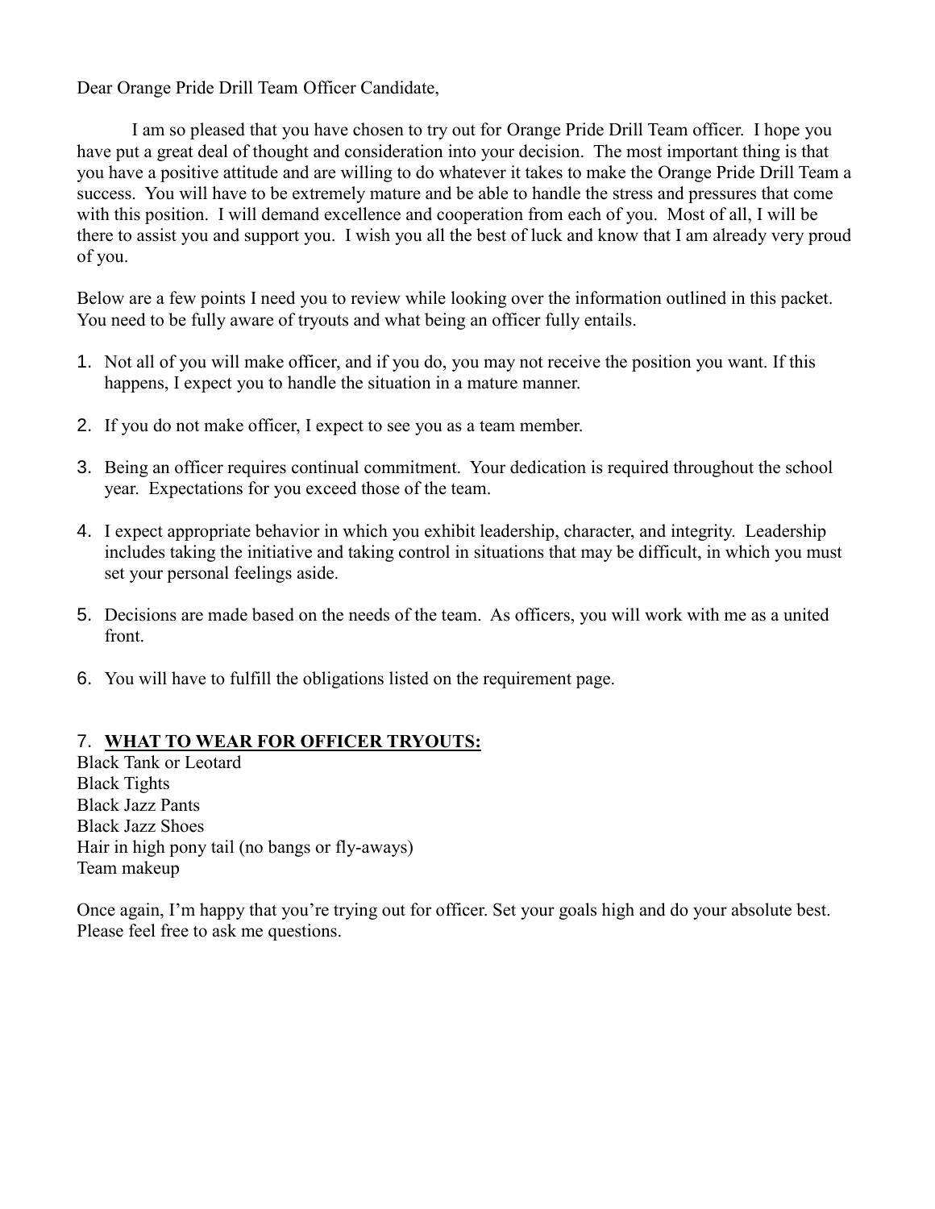Dear Orange Pride Drill Team Officer Candidate,

I am so pleased that you have chosen to try out for Orange Pride Drill Team officer. I hope you have put a great deal of thought and consideration into your decision. The most important thing is that you have a positive attitude and are willing to do whatever it takes to make the Orange Pride Drill Team a success. You will have to be extremely mature and be able to handle the stress and pressures that come with this position. I will demand excellence and cooperation from each of you. Most of all, I will be there to assist you and support you. I wish you all the best of luck and know that I am already very proud of you.

Below are a few points I need you to review while looking over the information outlined in this packet. You need to be fully aware of tryouts and what being an officer fully entails.

1. Not all of you will make officer, and if you do, you may not receive the position you want. If this happens, I expect you to handle the situation in a mature manner.

2. If you do not make officer, I expect to see you as a team member.

3. Being an officer requires continual commitment. Your dedication is required throughout the school year. Expectations for you exceed those of the team.

4. I expect appropriate behavior in which you exhibit leadership, character, and integrity. Leadership includes taking the initiative and taking control in situations that may be difficult, in which you must set your personal feelings aside.

5. Decisions are made based on the needs of the team. As officers, you will work with me as a united front.

6. You will have to fulfill the obligations listed on the requirement page.

7. **<u>WHAT TO WEAR FOR OFFICER TRYOUTS:</u>**

Black Tank or Leotard
Black Tights
Black Jazz Pants
Black Jazz Shoes
Hair in high pony tail (no bangs or fly-aways)
Team makeup

Once again, I'm happy that you're trying out for officer. Set your goals high and do your absolute best. Please feel free to ask me questions.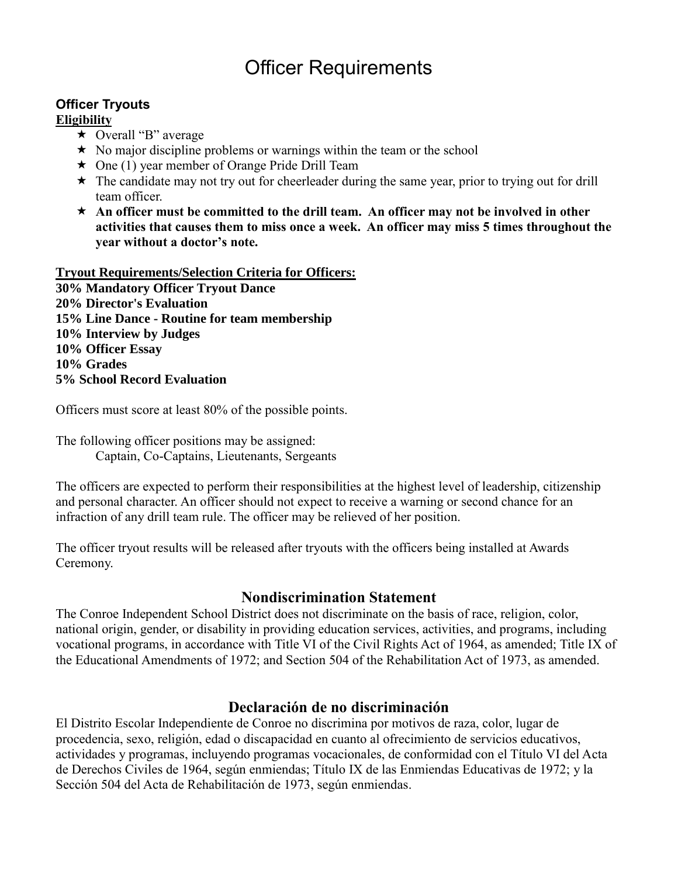# Officer Requirements

### Officer Tryouts

**Eligibility**

- Overall "B" average
- No major discipline problems or warnings within the team or the school
- One (1) year member of Orange Pride Drill Team
- The candidate may not try out for cheerleader during the same year, prior to trying out for drill team officer.
- **An officer must be committed to the drill team. An officer may not be involved in other activities that causes them to miss once a week. An officer may miss 5 times throughout the year without a doctor's note.**

**Tryout Requirements/Selection Criteria for Officers:**

**30% Mandatory Officer Tryout Dance**
**20% Director's Evaluation**
**15% Line Dance - Routine for team membership**
**10% Interview by Judges**
**10% Officer Essay**
**10% Grades**
**5% School Record Evaluation**

Officers must score at least 80% of the possible points.

The following officer positions may be assigned:
Captain, Co-Captains, Lieutenants, Sergeants

The officers are expected to perform their responsibilities at the highest level of leadership, citizenship and personal character. An officer should not expect to receive a warning or second chance for an infraction of any drill team rule. The officer may be relieved of her position.

The officer tryout results will be released after tryouts with the officers being installed at Awards Ceremony.

## Nondiscrimination Statement

The Conroe Independent School District does not discriminate on the basis of race, religion, color, national origin, gender, or disability in providing education services, activities, and programs, including vocational programs, in accordance with Title VI of the Civil Rights Act of 1964, as amended; Title IX of the Educational Amendments of 1972; and Section 504 of the Rehabilitation Act of 1973, as amended.

## Declaración de no discriminación

El Distrito Escolar Independiente de Conroe no discrimina por motivos de raza, color, lugar de procedencia, sexo, religión, edad o discapacidad en cuanto al ofrecimiento de servicios educativos, actividades y programas, incluyendo programas vocacionales, de conformidad con el Título VI del Acta de Derechos Civiles de 1964, según enmiendas; Título IX de las Enmiendas Educativas de 1972; y la Sección 504 del Acta de Rehabilitación de 1973, según enmiendas.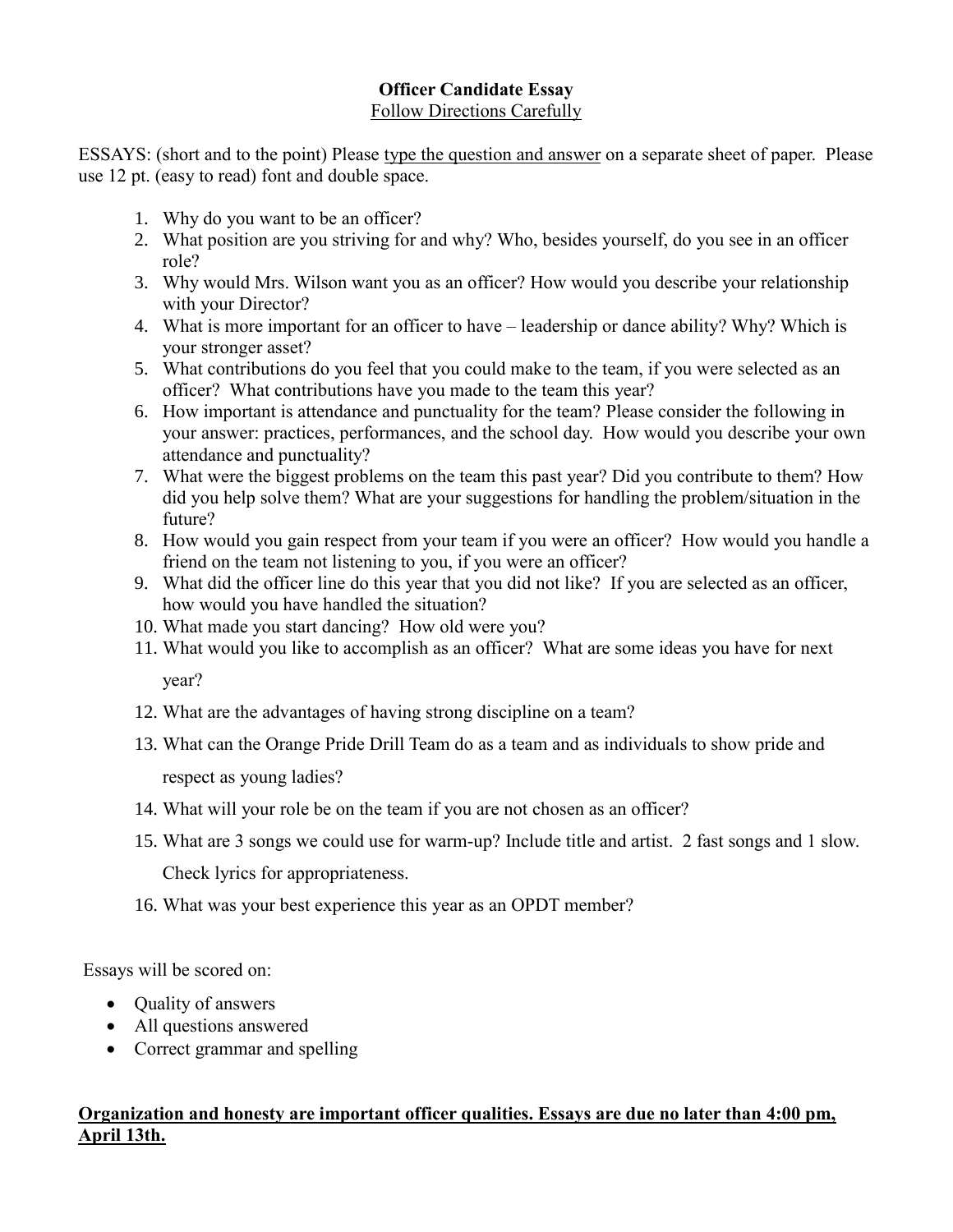**Officer Candidate Essay**

Follow Directions Carefully

ESSAYS: (short and to the point) Please type the question and answer on a separate sheet of paper. Please use 12 pt. (easy to read) font and double space.

1. Why do you want to be an officer?
2. What position are you striving for and why? Who, besides yourself, do you see in an officer role?
3. Why would Mrs. Wilson want you as an officer? How would you describe your relationship with your Director?
4. What is more important for an officer to have – leadership or dance ability? Why? Which is your stronger asset?
5. What contributions do you feel that you could make to the team, if you were selected as an officer? What contributions have you made to the team this year?
6. How important is attendance and punctuality for the team? Please consider the following in your answer: practices, performances, and the school day. How would you describe your own attendance and punctuality?
7. What were the biggest problems on the team this past year? Did you contribute to them? How did you help solve them? What are your suggestions for handling the problem/situation in the future?
8. How would you gain respect from your team if you were an officer? How would you handle a friend on the team not listening to you, if you were an officer?
9. What did the officer line do this year that you did not like? If you are selected as an officer, how would you have handled the situation?
10. What made you start dancing? How old were you?
11. What would you like to accomplish as an officer? What are some ideas you have for next year?
12. What are the advantages of having strong discipline on a team?
13. What can the Orange Pride Drill Team do as a team and as individuals to show pride and respect as young ladies?
14. What will your role be on the team if you are not chosen as an officer?
15. What are 3 songs we could use for warm-up? Include title and artist. 2 fast songs and 1 slow. Check lyrics for appropriateness.
16. What was your best experience this year as an OPDT member?

Essays will be scored on:

- Quality of answers
- All questions answered
- Correct grammar and spelling

**Organization and honesty are important officer qualities. Essays are due no later than 4:00 pm, April 13th.**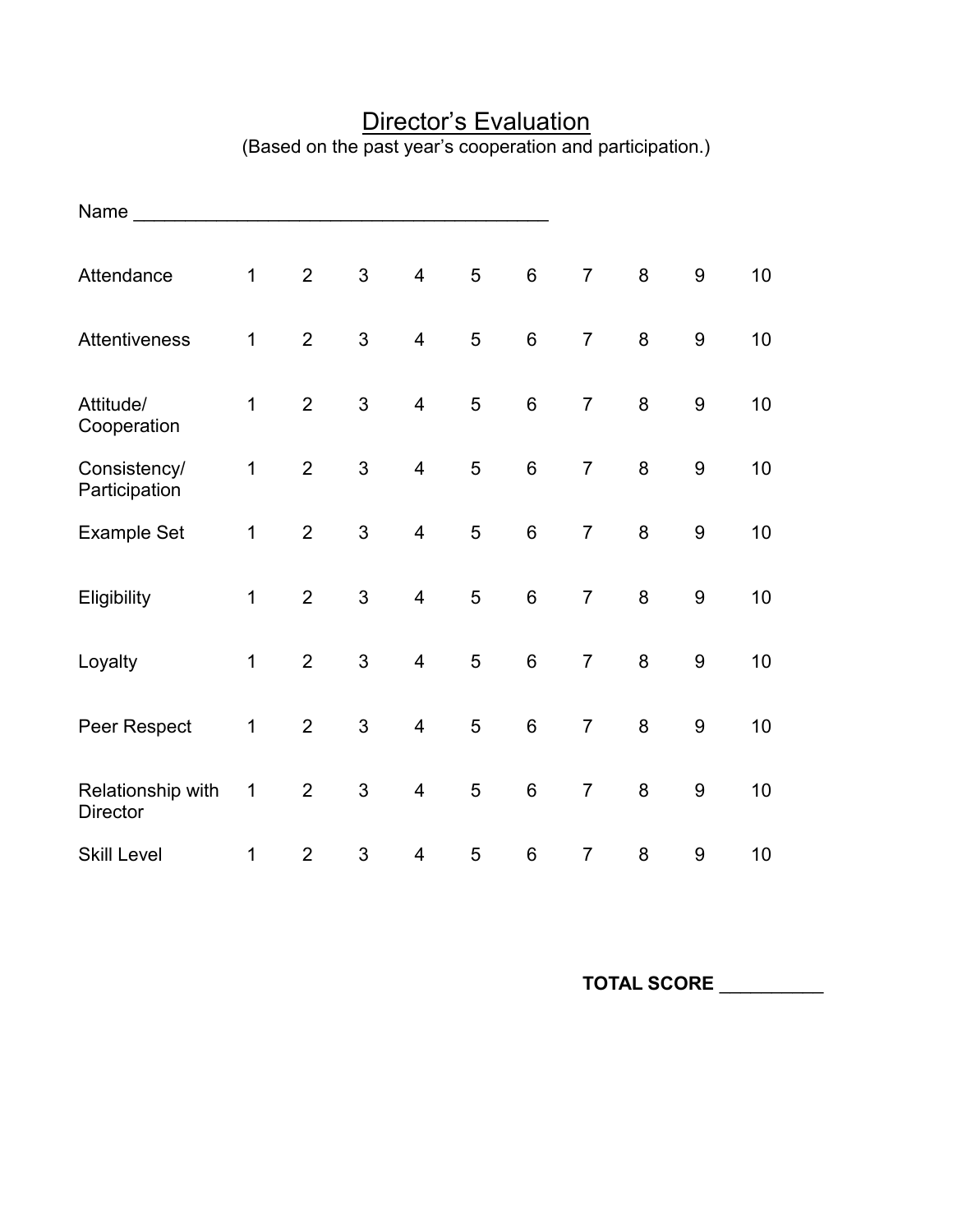# Director's Evaluation

(Based on the past year's cooperation and participation.)

Name ________________________________________

| | | | | | | | | | | |
|---|---|---|---|---|---|---|---|---|---|---|
| Attendance | 1 | 2 | 3 | 4 | 5 | 6 | 7 | 8 | 9 | 10 |
| Attentiveness | 1 | 2 | 3 | 4 | 5 | 6 | 7 | 8 | 9 | 10 |
| Attitude/ Cooperation | 1 | 2 | 3 | 4 | 5 | 6 | 7 | 8 | 9 | 10 |
| Consistency/ Participation | 1 | 2 | 3 | 4 | 5 | 6 | 7 | 8 | 9 | 10 |
| Example Set | 1 | 2 | 3 | 4 | 5 | 6 | 7 | 8 | 9 | 10 |
| Eligibility | 1 | 2 | 3 | 4 | 5 | 6 | 7 | 8 | 9 | 10 |
| Loyalty | 1 | 2 | 3 | 4 | 5 | 6 | 7 | 8 | 9 | 10 |
| Peer Respect | 1 | 2 | 3 | 4 | 5 | 6 | 7 | 8 | 9 | 10 |
| Relationship with Director | 1 | 2 | 3 | 4 | 5 | 6 | 7 | 8 | 9 | 10 |
| Skill Level | 1 | 2 | 3 | 4 | 5 | 6 | 7 | 8 | 9 | 10 |

**TOTAL SCORE** __________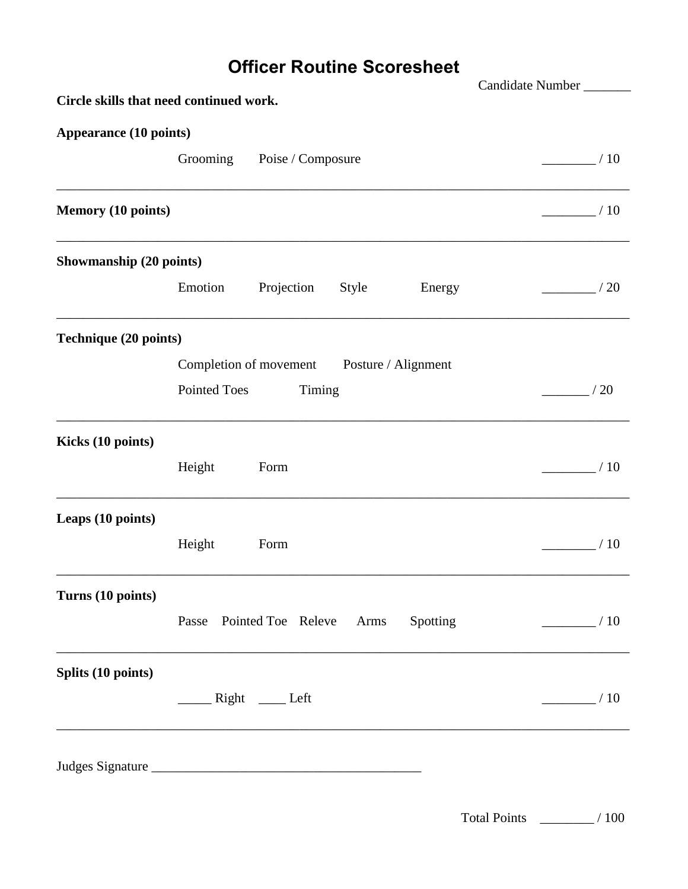# Officer Routine Scoresheet

Candidate Number _______

**Circle skills that need continued work.**

**Appearance (10 points)**

Grooming     Poise / Composure     ________ / 10

---

**Memory (10 points)**     ________ / 10

---

**Showmanship (20 points)**

Emotion     Projection     Style     Energy     ________ / 20

---

**Technique (20 points)**

Completion of movement     Posture / Alignment

Pointed Toes     Timing     _______ / 20

---

**Kicks (10 points)**

Height     Form     ________ / 10

---

**Leaps (10 points)**

Height     Form     ________ / 10

---

**Turns (10 points)**

Passe     Pointed Toe     Releve     Arms     Spotting     ________ / 10

---

**Splits (10 points)**

_____ Right     ____ Left     ________ / 10

---

Judges Signature ________________________________________

Total Points ________ / 100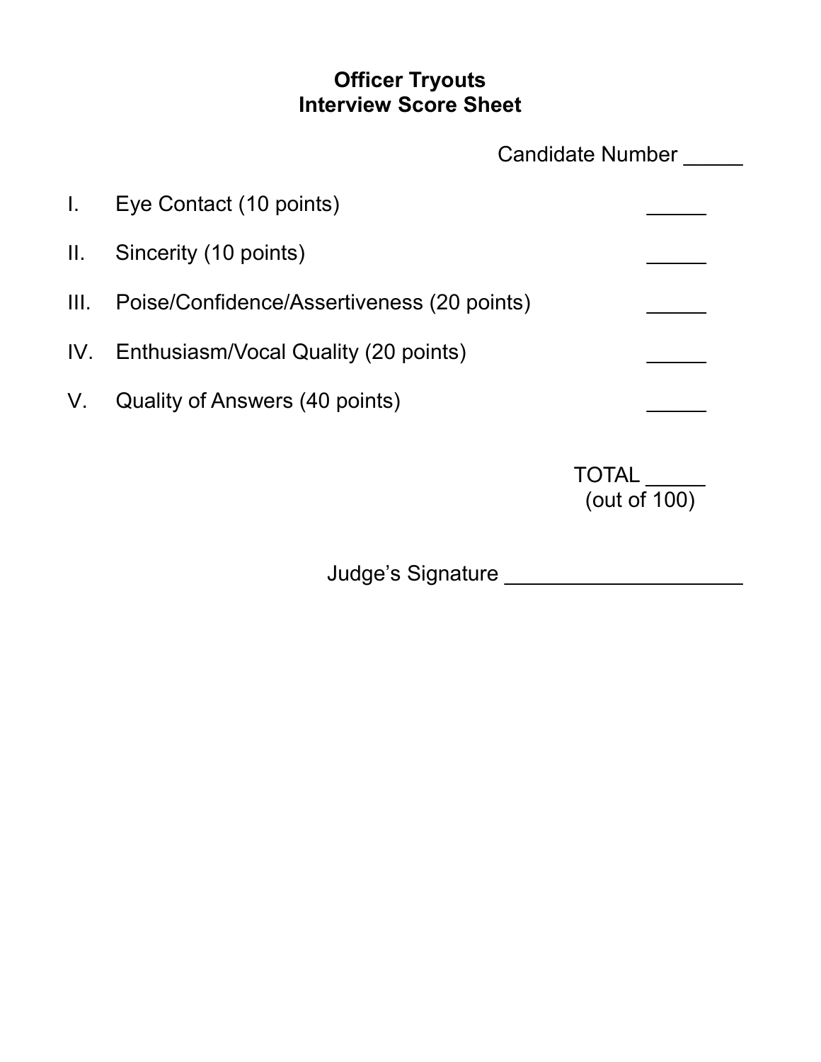# Officer Tryouts
## Interview Score Sheet

Candidate Number _____

I. Eye Contact (10 points) _____

II. Sincerity (10 points) _____

III. Poise/Confidence/Assertiveness (20 points) _____

IV. Enthusiasm/Vocal Quality (20 points) _____

V. Quality of Answers (40 points) _____

TOTAL _____
(out of 100)

Judge's Signature ____________________